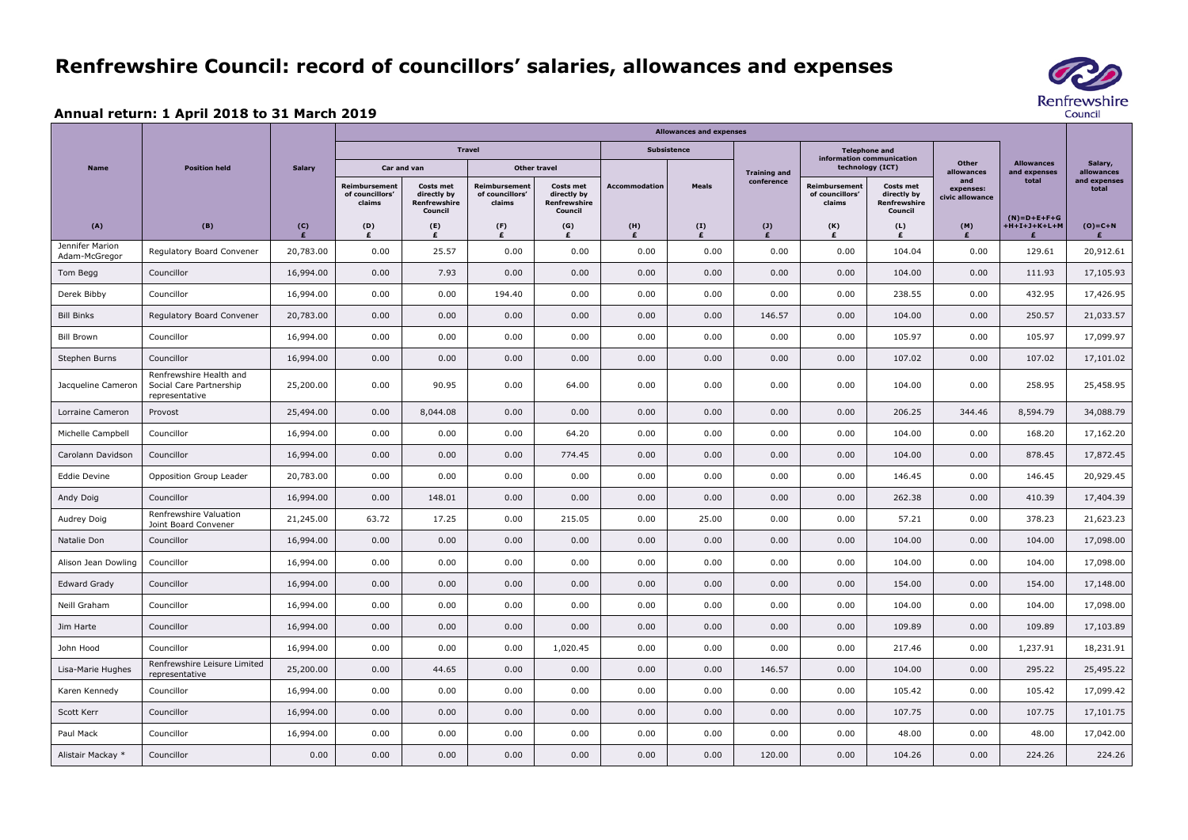# Renfrewshire Council: record of councillors' salaries, allowances and expenses

## Annual return: 1 April 2018 to 31 March 2019

| Name | Position held | Salary | Allowances and expenses | | | | | | | | | | | Salary, allowances and expenses total |
|---|---|---|---|---|---|---|---|---|---|---|---|---|---|---|
| | | | Travel | | | | Subsistence | | Training and conference | Telephone and information communication technology (ICT) | | Other allowances and expenses: civic allowance | Allowances and expenses total | |
| | | | Car and van | | Other travel | | Accommodation | Meals | | Reimbursement of councillors' claims | Costs met directly by Renfrewshire Council | | | |
| | | | Reimbursement of councillors' claims | Costs met directly by Renfrewshire Council | Reimbursement of councillors' claims | Costs met directly by Renfrewshire Council | | | | | | | | |
| (A) | (B) | (C) £ | (D) £ | (E) £ | (F) £ | (G) £ | (H) £ | (I) £ | (J) £ | (K) £ | (L) £ | (M) £ | (N)=D+E+F+G +H+I+J+K+L+M £ | (O)=C+N £ |
| Jennifer Marion Adam-McGregor | Regulatory Board Convener | 20,783.00 | 0.00 | 25.57 | 0.00 | 0.00 | 0.00 | 0.00 | 0.00 | 0.00 | 104.04 | 0.00 | 129.61 | 20,912.61 |
| Tom Begg | Councillor | 16,994.00 | 0.00 | 7.93 | 0.00 | 0.00 | 0.00 | 0.00 | 0.00 | 0.00 | 104.00 | 0.00 | 111.93 | 17,105.93 |
| Derek Bibby | Councillor | 16,994.00 | 0.00 | 0.00 | 194.40 | 0.00 | 0.00 | 0.00 | 0.00 | 0.00 | 238.55 | 0.00 | 432.95 | 17,426.95 |
| Bill Binks | Regulatory Board Convener | 20,783.00 | 0.00 | 0.00 | 0.00 | 0.00 | 0.00 | 0.00 | 146.57 | 0.00 | 104.00 | 0.00 | 250.57 | 21,033.57 |
| Bill Brown | Councillor | 16,994.00 | 0.00 | 0.00 | 0.00 | 0.00 | 0.00 | 0.00 | 0.00 | 0.00 | 105.97 | 0.00 | 105.97 | 17,099.97 |
| Stephen Burns | Councillor | 16,994.00 | 0.00 | 0.00 | 0.00 | 0.00 | 0.00 | 0.00 | 0.00 | 0.00 | 107.02 | 0.00 | 107.02 | 17,101.02 |
| Jacqueline Cameron | Renfrewshire Health and Social Care Partnership representative | 25,200.00 | 0.00 | 90.95 | 0.00 | 64.00 | 0.00 | 0.00 | 0.00 | 0.00 | 104.00 | 0.00 | 258.95 | 25,458.95 |
| Lorraine Cameron | Provost | 25,494.00 | 0.00 | 8,044.08 | 0.00 | 0.00 | 0.00 | 0.00 | 0.00 | 0.00 | 206.25 | 344.46 | 8,594.79 | 34,088.79 |
| Michelle Campbell | Councillor | 16,994.00 | 0.00 | 0.00 | 0.00 | 64.20 | 0.00 | 0.00 | 0.00 | 0.00 | 104.00 | 0.00 | 168.20 | 17,162.20 |
| Carolann Davidson | Councillor | 16,994.00 | 0.00 | 0.00 | 0.00 | 774.45 | 0.00 | 0.00 | 0.00 | 0.00 | 104.00 | 0.00 | 878.45 | 17,872.45 |
| Eddie Devine | Opposition Group Leader | 20,783.00 | 0.00 | 0.00 | 0.00 | 0.00 | 0.00 | 0.00 | 0.00 | 0.00 | 146.45 | 0.00 | 146.45 | 20,929.45 |
| Andy Doig | Councillor | 16,994.00 | 0.00 | 148.01 | 0.00 | 0.00 | 0.00 | 0.00 | 0.00 | 0.00 | 262.38 | 0.00 | 410.39 | 17,404.39 |
| Audrey Doig | Renfrewshire Valuation Joint Board Convener | 21,245.00 | 63.72 | 17.25 | 0.00 | 215.05 | 0.00 | 25.00 | 0.00 | 0.00 | 57.21 | 0.00 | 378.23 | 21,623.23 |
| Natalie Don | Councillor | 16,994.00 | 0.00 | 0.00 | 0.00 | 0.00 | 0.00 | 0.00 | 0.00 | 0.00 | 104.00 | 0.00 | 104.00 | 17,098.00 |
| Alison Jean Dowling | Councillor | 16,994.00 | 0.00 | 0.00 | 0.00 | 0.00 | 0.00 | 0.00 | 0.00 | 0.00 | 104.00 | 0.00 | 104.00 | 17,098.00 |
| Edward Grady | Councillor | 16,994.00 | 0.00 | 0.00 | 0.00 | 0.00 | 0.00 | 0.00 | 0.00 | 0.00 | 154.00 | 0.00 | 154.00 | 17,148.00 |
| Neill Graham | Councillor | 16,994.00 | 0.00 | 0.00 | 0.00 | 0.00 | 0.00 | 0.00 | 0.00 | 0.00 | 104.00 | 0.00 | 104.00 | 17,098.00 |
| Jim Harte | Councillor | 16,994.00 | 0.00 | 0.00 | 0.00 | 0.00 | 0.00 | 0.00 | 0.00 | 0.00 | 109.89 | 0.00 | 109.89 | 17,103.89 |
| John Hood | Councillor | 16,994.00 | 0.00 | 0.00 | 0.00 | 1,020.45 | 0.00 | 0.00 | 0.00 | 0.00 | 217.46 | 0.00 | 1,237.91 | 18,231.91 |
| Lisa-Marie Hughes | Renfrewshire Leisure Limited representative | 25,200.00 | 0.00 | 44.65 | 0.00 | 0.00 | 0.00 | 0.00 | 146.57 | 0.00 | 104.00 | 0.00 | 295.22 | 25,495.22 |
| Karen Kennedy | Councillor | 16,994.00 | 0.00 | 0.00 | 0.00 | 0.00 | 0.00 | 0.00 | 0.00 | 0.00 | 105.42 | 0.00 | 105.42 | 17,099.42 |
| Scott Kerr | Councillor | 16,994.00 | 0.00 | 0.00 | 0.00 | 0.00 | 0.00 | 0.00 | 0.00 | 0.00 | 107.75 | 0.00 | 107.75 | 17,101.75 |
| Paul Mack | Councillor | 16,994.00 | 0.00 | 0.00 | 0.00 | 0.00 | 0.00 | 0.00 | 0.00 | 0.00 | 48.00 | 0.00 | 48.00 | 17,042.00 |
| Alistair Mackay * | Councillor | 0.00 | 0.00 | 0.00 | 0.00 | 0.00 | 0.00 | 0.00 | 120.00 | 0.00 | 104.26 | 0.00 | 224.26 | 224.26 |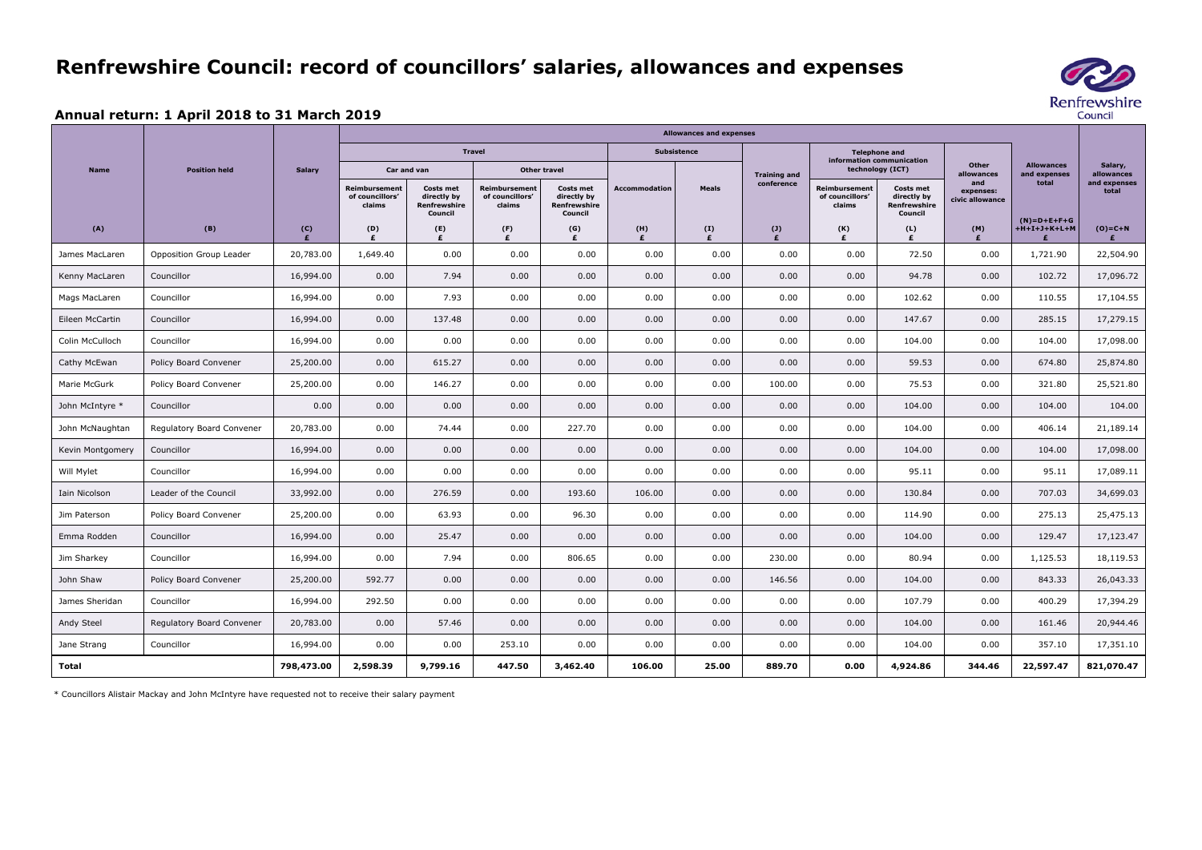# Renfrewshire Council: record of councillors' salaries, allowances and expenses

## Annual return: 1 April 2018 to 31 March 2019

| Name | Position held | Salary | Allowances and expenses | | | | | | | | | | | | Salary, allowances and expenses total |
|---|---|---|---|---|---|---|---|---|---|---|---|---|---|---|---|
| | | | Travel | | | | Subsistence | | Training and conference | Telephone and information communication technology (ICT) | | Other allowances and expenses: civic allowance | Allowances and expenses total | | |
| | | | Car and van | | Other travel | | | | | | | | | | |
| | | | Reimbursement of councillors' claims | Costs met directly by Renfrewshire Council | Reimbursement of councillors' claims | Costs met directly by Renfrewshire Council | Accommodation | Meals | | Reimbursement of councillors' claims | Costs met directly by Renfrewshire Council | | | | |
| (A) | (B) | (C) £ | (D) £ | (E) £ | (F) £ | (G) £ | (H) £ | (I) £ | (J) £ | (K) £ | (L) £ | (M) £ | (N)=D+E+F+G +H+I+J+K+L+M £ | | (O)=C+N £ |
| James MacLaren | Opposition Group Leader | 20,783.00 | 1,649.40 | 0.00 | 0.00 | 0.00 | 0.00 | 0.00 | 0.00 | 0.00 | 72.50 | 0.00 | 1,721.90 | | 22,504.90 |
| Kenny MacLaren | Councillor | 16,994.00 | 0.00 | 7.94 | 0.00 | 0.00 | 0.00 | 0.00 | 0.00 | 0.00 | 94.78 | 0.00 | 102.72 | | 17,096.72 |
| Mags MacLaren | Councillor | 16,994.00 | 0.00 | 7.93 | 0.00 | 0.00 | 0.00 | 0.00 | 0.00 | 0.00 | 102.62 | 0.00 | 110.55 | | 17,104.55 |
| Eileen McCartin | Councillor | 16,994.00 | 0.00 | 137.48 | 0.00 | 0.00 | 0.00 | 0.00 | 0.00 | 0.00 | 147.67 | 0.00 | 285.15 | | 17,279.15 |
| Colin McCulloch | Councillor | 16,994.00 | 0.00 | 0.00 | 0.00 | 0.00 | 0.00 | 0.00 | 0.00 | 0.00 | 104.00 | 0.00 | 104.00 | | 17,098.00 |
| Cathy McEwan | Policy Board Convener | 25,200.00 | 0.00 | 615.27 | 0.00 | 0.00 | 0.00 | 0.00 | 0.00 | 0.00 | 59.53 | 0.00 | 674.80 | | 25,874.80 |
| Marie McGurk | Policy Board Convener | 25,200.00 | 0.00 | 146.27 | 0.00 | 0.00 | 0.00 | 0.00 | 100.00 | 0.00 | 75.53 | 0.00 | 321.80 | | 25,521.80 |
| John McIntyre * | Councillor | 0.00 | 0.00 | 0.00 | 0.00 | 0.00 | 0.00 | 0.00 | 0.00 | 0.00 | 104.00 | 0.00 | 104.00 | | 104.00 |
| John McNaughtan | Regulatory Board Convener | 20,783.00 | 0.00 | 74.44 | 0.00 | 227.70 | 0.00 | 0.00 | 0.00 | 0.00 | 104.00 | 0.00 | 406.14 | | 21,189.14 |
| Kevin Montgomery | Councillor | 16,994.00 | 0.00 | 0.00 | 0.00 | 0.00 | 0.00 | 0.00 | 0.00 | 0.00 | 104.00 | 0.00 | 104.00 | | 17,098.00 |
| Will Mylet | Councillor | 16,994.00 | 0.00 | 0.00 | 0.00 | 0.00 | 0.00 | 0.00 | 0.00 | 0.00 | 95.11 | 0.00 | 95.11 | | 17,089.11 |
| Iain Nicolson | Leader of the Council | 33,992.00 | 0.00 | 276.59 | 0.00 | 193.60 | 106.00 | 0.00 | 0.00 | 0.00 | 130.84 | 0.00 | 707.03 | | 34,699.03 |
| Jim Paterson | Policy Board Convener | 25,200.00 | 0.00 | 63.93 | 0.00 | 96.30 | 0.00 | 0.00 | 0.00 | 0.00 | 114.90 | 0.00 | 275.13 | | 25,475.13 |
| Emma Rodden | Councillor | 16,994.00 | 0.00 | 25.47 | 0.00 | 0.00 | 0.00 | 0.00 | 0.00 | 0.00 | 104.00 | 0.00 | 129.47 | | 17,123.47 |
| Jim Sharkey | Councillor | 16,994.00 | 0.00 | 7.94 | 0.00 | 806.65 | 0.00 | 0.00 | 230.00 | 0.00 | 80.94 | 0.00 | 1,125.53 | | 18,119.53 |
| John Shaw | Policy Board Convener | 25,200.00 | 592.77 | 0.00 | 0.00 | 0.00 | 0.00 | 0.00 | 146.56 | 0.00 | 104.00 | 0.00 | 843.33 | | 26,043.33 |
| James Sheridan | Councillor | 16,994.00 | 292.50 | 0.00 | 0.00 | 0.00 | 0.00 | 0.00 | 0.00 | 0.00 | 107.79 | 0.00 | 400.29 | | 17,394.29 |
| Andy Steel | Regulatory Board Convener | 20,783.00 | 0.00 | 57.46 | 0.00 | 0.00 | 0.00 | 0.00 | 0.00 | 0.00 | 104.00 | 0.00 | 161.46 | | 20,944.46 |
| Jane Strang | Councillor | 16,994.00 | 0.00 | 0.00 | 253.10 | 0.00 | 0.00 | 0.00 | 0.00 | 0.00 | 104.00 | 0.00 | 357.10 | | 17,351.10 |
| **Total** | | **798,473.00** | **2,598.39** | **9,799.16** | **447.50** | **3,462.40** | **106.00** | **25.00** | **889.70** | **0.00** | **4,924.86** | **344.46** | **22,597.47** | | **821,070.47** |

\* Councillors Alistair Mackay and John McIntyre have requested not to receive their salary payment